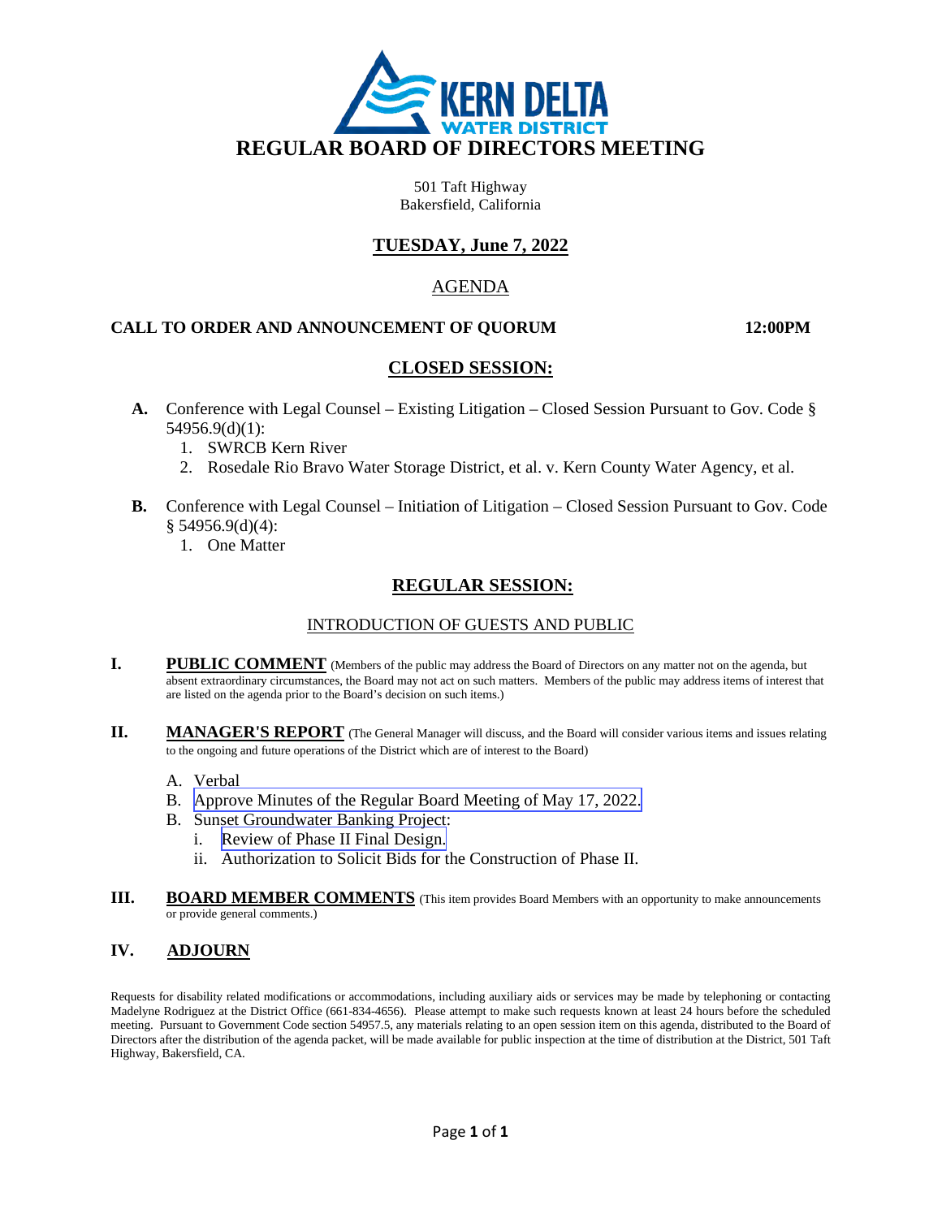# KERN DELTA WATER DISTRICT

# REGULAR BOARD OF DIRECTORS MEETING

501 Taft Highway
Bakersfield, California

## TUESDAY, June 7, 2022

## AGENDA

**CALL TO ORDER AND ANNOUNCEMENT OF QUORUM** **12:00PM**

## CLOSED SESSION:

**A.** Conference with Legal Counsel – Existing Litigation – Closed Session Pursuant to Gov. Code § 54956.9(d)(1):
1. SWRCB Kern River
2. Rosedale Rio Bravo Water Storage District, et al. v. Kern County Water Agency, et al.

**B.** Conference with Legal Counsel – Initiation of Litigation – Closed Session Pursuant to Gov. Code § 54956.9(d)(4):
1. One Matter

## REGULAR SESSION:

INTRODUCTION OF GUESTS AND PUBLIC

**I. PUBLIC COMMENT** (Members of the public may address the Board of Directors on any matter not on the agenda, but absent extraordinary circumstances, the Board may not act on such matters. Members of the public may address items of interest that are listed on the agenda prior to the Board's decision on such items.)

**II. MANAGER'S REPORT** (The General Manager will discuss, and the Board will consider various items and issues relating to the ongoing and future operations of the District which are of interest to the Board)

A. Verbal
B. Approve Minutes of the Regular Board Meeting of May 17, 2022.
B. Sunset Groundwater Banking Project:
   i. Review of Phase II Final Design.
   ii. Authorization to Solicit Bids for the Construction of Phase II.

**III. BOARD MEMBER COMMENTS** (This item provides Board Members with an opportunity to make announcements or provide general comments.)

**IV. ADJOURN**

Requests for disability related modifications or accommodations, including auxiliary aids or services may be made by telephoning or contacting Madelyne Rodriguez at the District Office (661-834-4656). Please attempt to make such requests known at least 24 hours before the scheduled meeting. Pursuant to Government Code section 54957.5, any materials relating to an open session item on this agenda, distributed to the Board of Directors after the distribution of the agenda packet, will be made available for public inspection at the time of distribution at the District, 501 Taft Highway, Bakersfield, CA.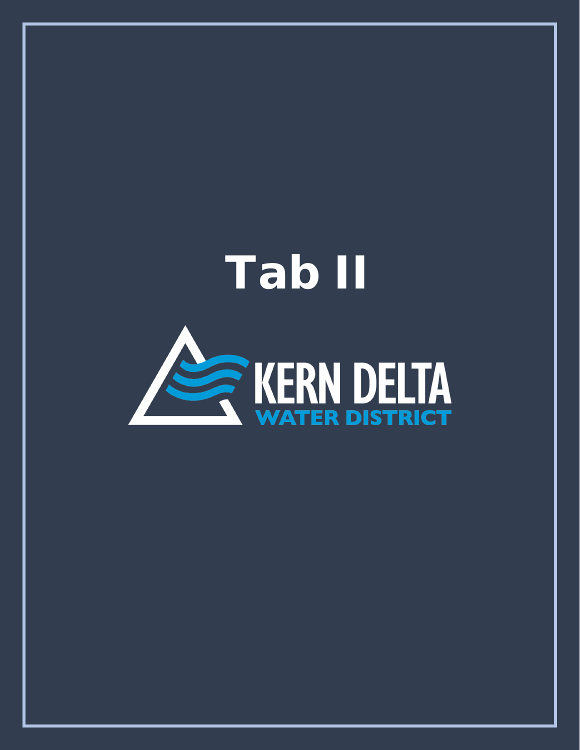# Tab II

KERN DELTA

WATER DISTRICT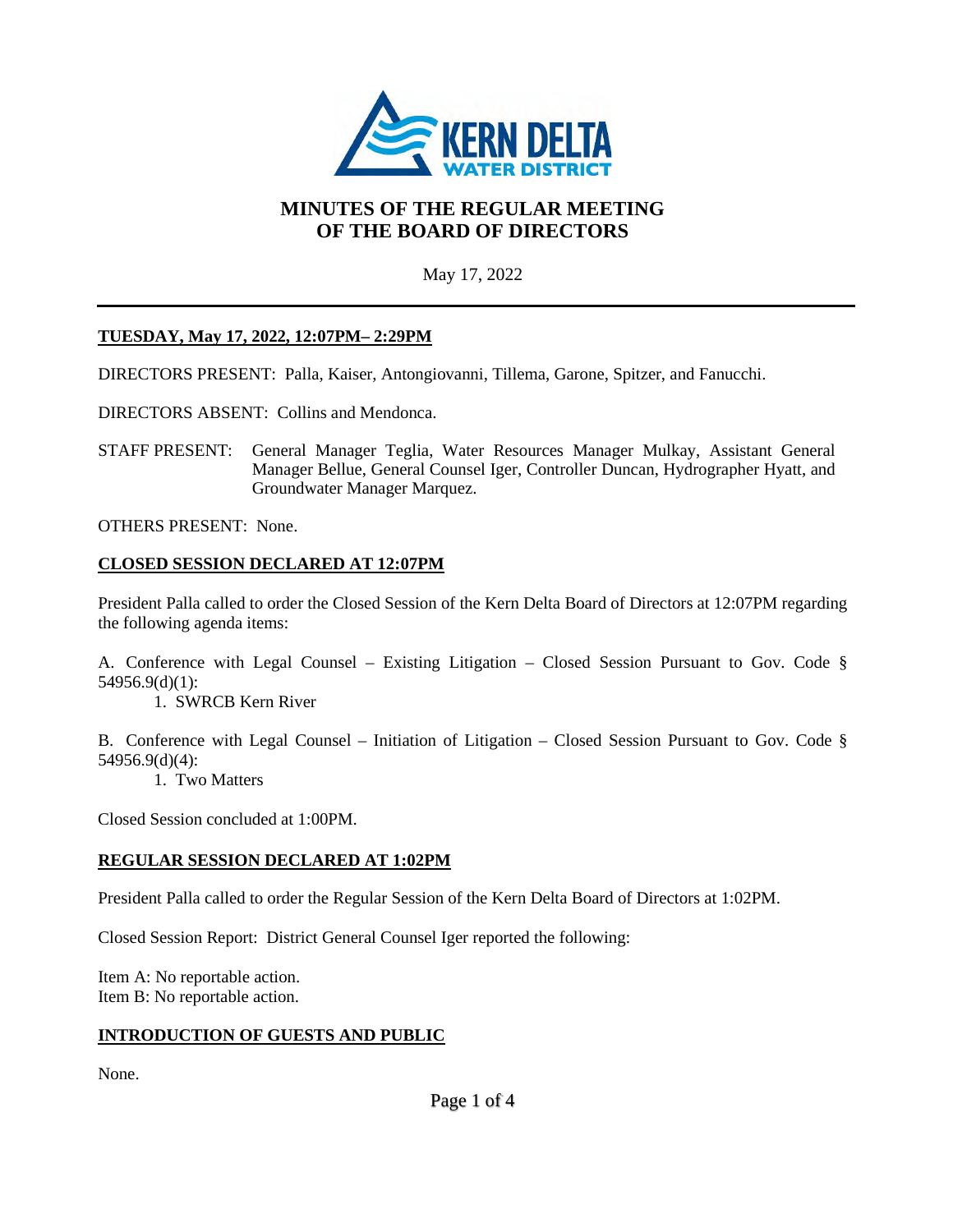# MINUTES OF THE REGULAR MEETING OF THE BOARD OF DIRECTORS

May 17, 2022

---

**TUESDAY, May 17, 2022, 12:07PM– 2:29PM**

DIRECTORS PRESENT: Palla, Kaiser, Antongiovanni, Tillema, Garone, Spitzer, and Fanucchi.

DIRECTORS ABSENT: Collins and Mendonca.

STAFF PRESENT: General Manager Teglia, Water Resources Manager Mulkay, Assistant General Manager Bellue, General Counsel Iger, Controller Duncan, Hydrographer Hyatt, and Groundwater Manager Marquez.

OTHERS PRESENT: None.

**CLOSED SESSION DECLARED AT 12:07PM**

President Palla called to order the Closed Session of the Kern Delta Board of Directors at 12:07PM regarding the following agenda items:

A. Conference with Legal Counsel – Existing Litigation – Closed Session Pursuant to Gov. Code § 54956.9(d)(1):

1. SWRCB Kern River

B. Conference with Legal Counsel – Initiation of Litigation – Closed Session Pursuant to Gov. Code § 54956.9(d)(4):

1. Two Matters

Closed Session concluded at 1:00PM.

**REGULAR SESSION DECLARED AT 1:02PM**

President Palla called to order the Regular Session of the Kern Delta Board of Directors at 1:02PM.

Closed Session Report: District General Counsel Iger reported the following:

Item A: No reportable action.
Item B: No reportable action.

**INTRODUCTION OF GUESTS AND PUBLIC**

None.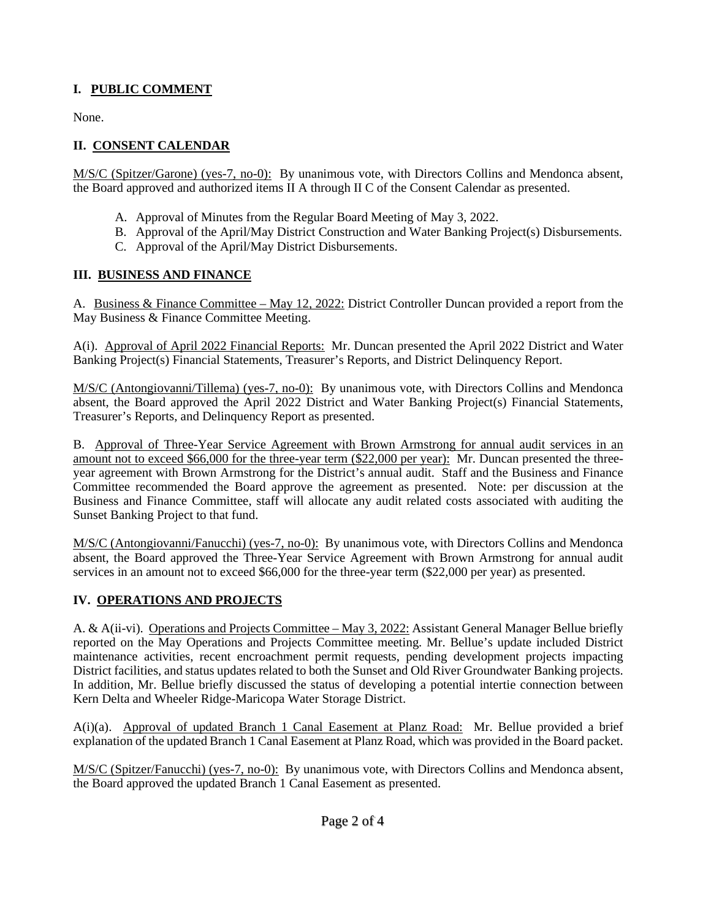## I. PUBLIC COMMENT

None.

## II. CONSENT CALENDAR

M/S/C (Spitzer/Garone) (yes-7, no-0): By unanimous vote, with Directors Collins and Mendonca absent, the Board approved and authorized items II A through II C of the Consent Calendar as presented.

A. Approval of Minutes from the Regular Board Meeting of May 3, 2022.
B. Approval of the April/May District Construction and Water Banking Project(s) Disbursements.
C. Approval of the April/May District Disbursements.

## III. BUSINESS AND FINANCE

A. Business & Finance Committee – May 12, 2022: District Controller Duncan provided a report from the May Business & Finance Committee Meeting.

A(i). Approval of April 2022 Financial Reports: Mr. Duncan presented the April 2022 District and Water Banking Project(s) Financial Statements, Treasurer's Reports, and District Delinquency Report.

M/S/C (Antongiovanni/Tillema) (yes-7, no-0): By unanimous vote, with Directors Collins and Mendonca absent, the Board approved the April 2022 District and Water Banking Project(s) Financial Statements, Treasurer's Reports, and Delinquency Report as presented.

B. Approval of Three-Year Service Agreement with Brown Armstrong for annual audit services in an amount not to exceed $66,000 for the three-year term ($22,000 per year): Mr. Duncan presented the three-year agreement with Brown Armstrong for the District's annual audit. Staff and the Business and Finance Committee recommended the Board approve the agreement as presented. Note: per discussion at the Business and Finance Committee, staff will allocate any audit related costs associated with auditing the Sunset Banking Project to that fund.

M/S/C (Antongiovanni/Fanucchi) (yes-7, no-0): By unanimous vote, with Directors Collins and Mendonca absent, the Board approved the Three-Year Service Agreement with Brown Armstrong for annual audit services in an amount not to exceed $66,000 for the three-year term ($22,000 per year) as presented.

## IV. OPERATIONS AND PROJECTS

A. & A(ii-vi). Operations and Projects Committee – May 3, 2022: Assistant General Manager Bellue briefly reported on the May Operations and Projects Committee meeting. Mr. Bellue's update included District maintenance activities, recent encroachment permit requests, pending development projects impacting District facilities, and status updates related to both the Sunset and Old River Groundwater Banking projects. In addition, Mr. Bellue briefly discussed the status of developing a potential intertie connection between Kern Delta and Wheeler Ridge-Maricopa Water Storage District.

A(i)(a). Approval of updated Branch 1 Canal Easement at Planz Road: Mr. Bellue provided a brief explanation of the updated Branch 1 Canal Easement at Planz Road, which was provided in the Board packet.

M/S/C (Spitzer/Fanucchi) (yes-7, no-0): By unanimous vote, with Directors Collins and Mendonca absent, the Board approved the updated Branch 1 Canal Easement as presented.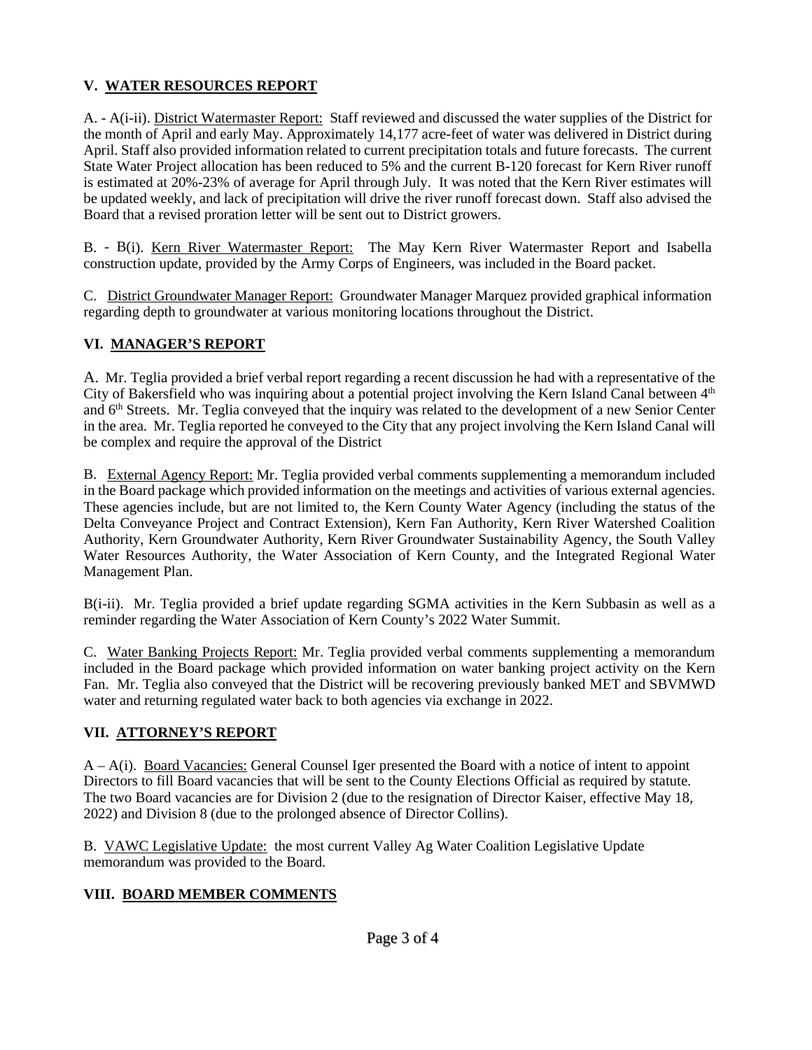## V. WATER RESOURCES REPORT

A. - A(i-ii). District Watermaster Report: Staff reviewed and discussed the water supplies of the District for the month of April and early May. Approximately 14,177 acre-feet of water was delivered in District during April. Staff also provided information related to current precipitation totals and future forecasts. The current State Water Project allocation has been reduced to 5% and the current B-120 forecast for Kern River runoff is estimated at 20%-23% of average for April through July. It was noted that the Kern River estimates will be updated weekly, and lack of precipitation will drive the river runoff forecast down. Staff also advised the Board that a revised proration letter will be sent out to District growers.

B. - B(i). Kern River Watermaster Report: The May Kern River Watermaster Report and Isabella construction update, provided by the Army Corps of Engineers, was included in the Board packet.

C. District Groundwater Manager Report: Groundwater Manager Marquez provided graphical information regarding depth to groundwater at various monitoring locations throughout the District.

## VI. MANAGER'S REPORT

A. Mr. Teglia provided a brief verbal report regarding a recent discussion he had with a representative of the City of Bakersfield who was inquiring about a potential project involving the Kern Island Canal between 4th and 6th Streets. Mr. Teglia conveyed that the inquiry was related to the development of a new Senior Center in the area. Mr. Teglia reported he conveyed to the City that any project involving the Kern Island Canal will be complex and require the approval of the District

B. External Agency Report: Mr. Teglia provided verbal comments supplementing a memorandum included in the Board package which provided information on the meetings and activities of various external agencies. These agencies include, but are not limited to, the Kern County Water Agency (including the status of the Delta Conveyance Project and Contract Extension), Kern Fan Authority, Kern River Watershed Coalition Authority, Kern Groundwater Authority, Kern River Groundwater Sustainability Agency, the South Valley Water Resources Authority, the Water Association of Kern County, and the Integrated Regional Water Management Plan.

B(i-ii). Mr. Teglia provided a brief update regarding SGMA activities in the Kern Subbasin as well as a reminder regarding the Water Association of Kern County's 2022 Water Summit.

C. Water Banking Projects Report: Mr. Teglia provided verbal comments supplementing a memorandum included in the Board package which provided information on water banking project activity on the Kern Fan. Mr. Teglia also conveyed that the District will be recovering previously banked MET and SBVMWD water and returning regulated water back to both agencies via exchange in 2022.

## VII. ATTORNEY'S REPORT

A – A(i). Board Vacancies: General Counsel Iger presented the Board with a notice of intent to appoint Directors to fill Board vacancies that will be sent to the County Elections Official as required by statute. The two Board vacancies are for Division 2 (due to the resignation of Director Kaiser, effective May 18, 2022) and Division 8 (due to the prolonged absence of Director Collins).

B. VAWC Legislative Update: the most current Valley Ag Water Coalition Legislative Update memorandum was provided to the Board.

## VIII. BOARD MEMBER COMMENTS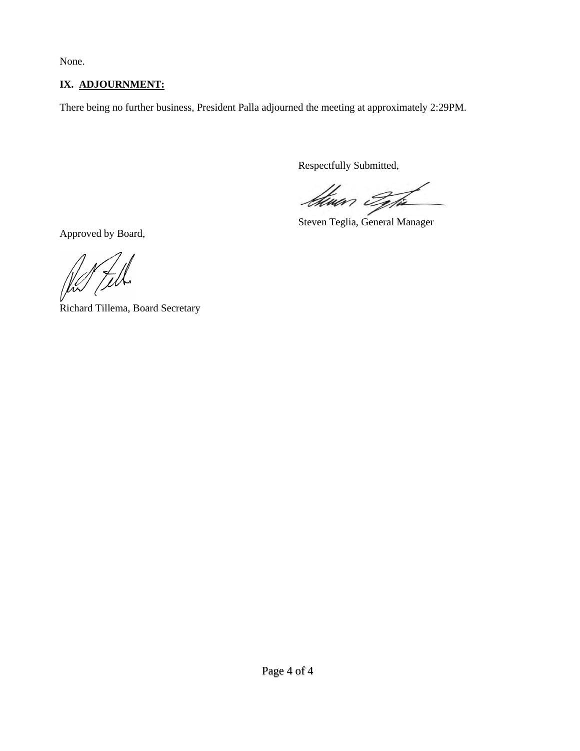None.

## IX. ADJOURNMENT:

There being no further business, President Palla adjourned the meeting at approximately 2:29PM.

Respectfully Submitted,

Steven Teglia, General Manager

Approved by Board,

Richard Tillema, Board Secretary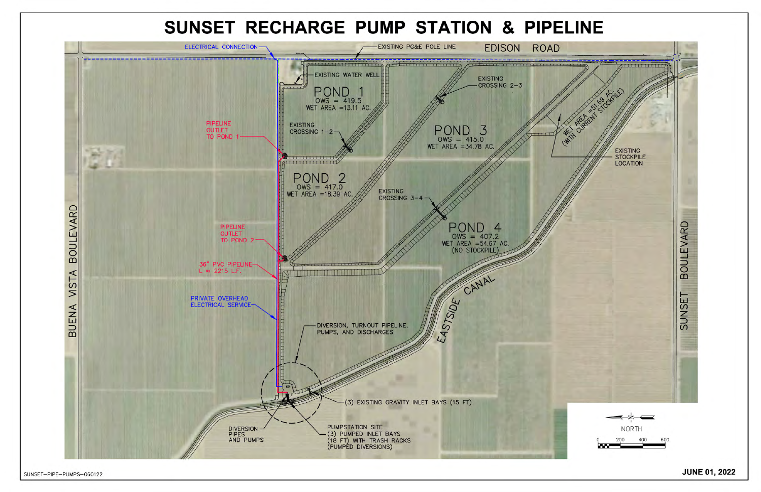# SUNSET RECHARGE PUMP STATION & PIPELINE

ELECTRICAL CONNECTION

EXISTING PG&E POLE LINE

EDISON ROAD

EXISTING WATER WELL

POND 1
OWS = 419.5
WET AREA =13.11 AC.

EXISTING CROSSING 2–3

POND 3
OWS = 415.0
WET AREA =34.78 AC.

WET AREA =51.69 AC. (WITH CURRENT STOCKPILE)

EXISTING STOCKPILE LOCATION

PIPELINE OUTLET TO POND 1

EXISTING CROSSING 1–2

POND 2
OWS = 417.0
WET AREA =18.39 AC.

EXISTING CROSSING 3–4

POND 4
OWS = 407.2
WET AREA =54.67 AC.
(NO STOCKPILE)

BUENA VISTA BOULEVARD

SUNSET BOULEVARD

PIPELINE OUTLET TO POND 2

36" PVC PIPELINE
L ≈ 2215 L.F.

EASTSIDE CANAL

PRIVATE OVERHEAD ELECTRICAL SERVICE

DIVERSION, TURNOUT PIPELINE, PUMPS, AND DISCHARGES

(3) EXISTING GRAVITY INLET BAYS (15 FT)

DIVERSION PIPES AND PUMPS

PUMPSTATION SITE
(3) PUMPED INLET BAYS (18 FT) WITH TRASH RACKS
(PUMPED DIVERSIONS)

NORTH

0 200 400 600

SUNSET–PIPE–PUMPS–060122

JUNE 01, 2022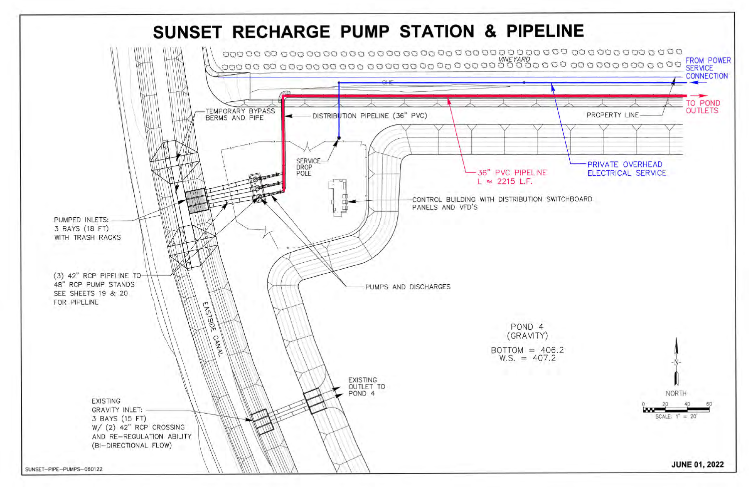# SUNSET RECHARGE PUMP STATION & PIPELINE

VINEYARD

FROM POWER SERVICE CONNECTION

OHE

TO POND OUTLETS

TEMPORARY BYPASS BERMS AND PIPE

DISTRIBUTION PIPELINE (36" PVC)

PROPERTY LINE

SERVICE DROP POLE

36" PVC PIPELINE
L ≈ 2215 L.F.

PRIVATE OVERHEAD ELECTRICAL SERVICE

CONTROL BUILDING WITH DISTRIBUTION SWITCHBOARD PANELS AND VFD'S

PUMPED INLETS:
3 BAYS (18 FT)
WITH TRASH RACKS

(3) 42" RCP PIPELINE TO 48" RCP PUMP STANDS
SEE SHEETS 19 & 20 FOR PIPELINE

PUMPS AND DISCHARGES

EASTSIDE CANAL

POND 4
(GRAVITY)

BOTTOM = 406.2
W.S. = 407.2

EXISTING OUTLET TO POND 4

EXISTING GRAVITY INLET:
3 BAYS (15 FT)
W/ (2) 42" RCP CROSSING AND RE-REGULATION ABILITY (BI-DIRECTIONAL FLOW)

-N-
NORTH

0 20 40 60
SCALE: 1" = 20'

SUNSET-PIPE-PUMPS-060122

JUNE 01, 2022